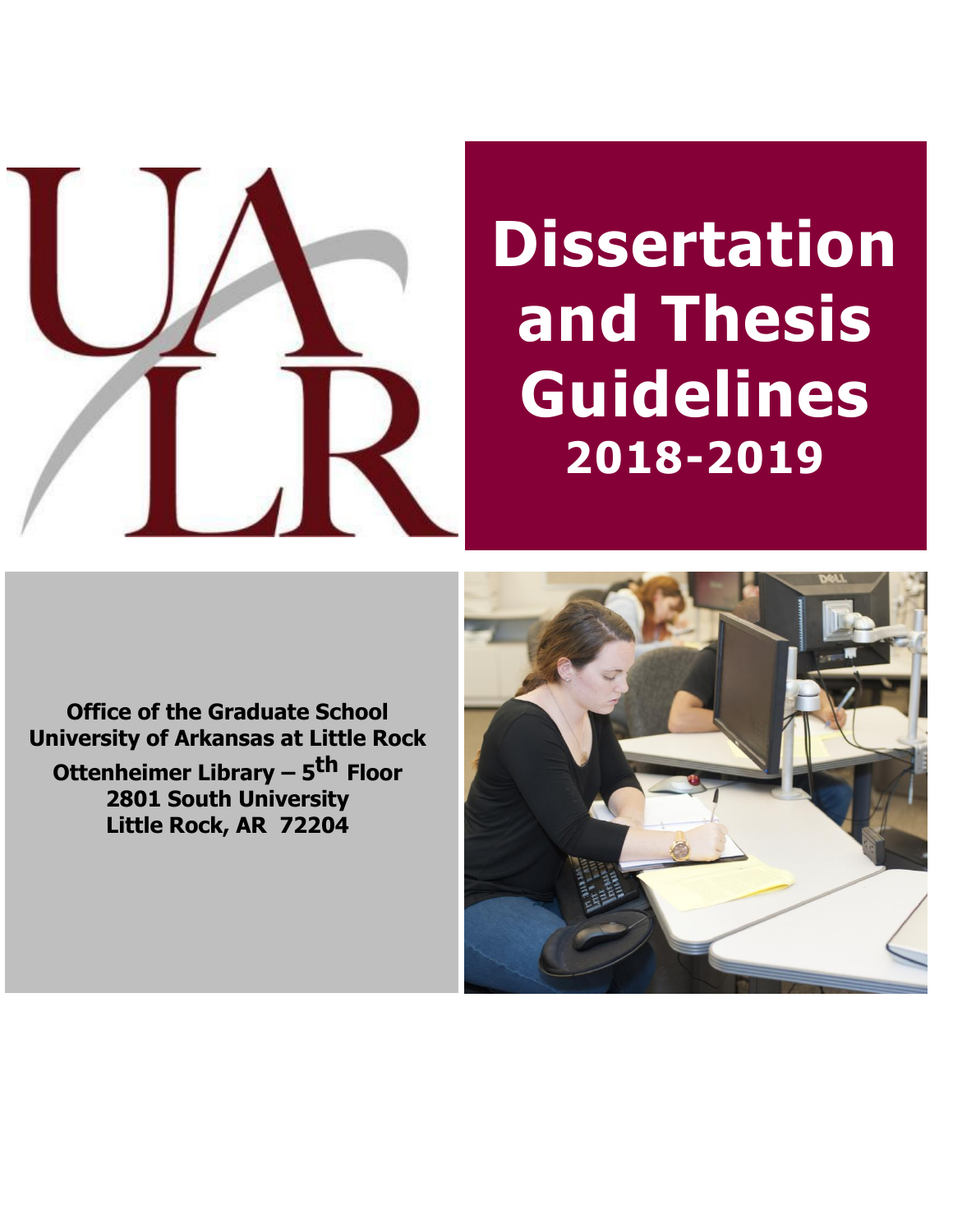# Dissertation and Thesis Guidelines 2018-2019

**Office of the Graduate School**
**University of Arkansas at Little Rock**
**Ottenheimer Library – 5th Floor**
**2801 South University**
**Little Rock, AR 72204**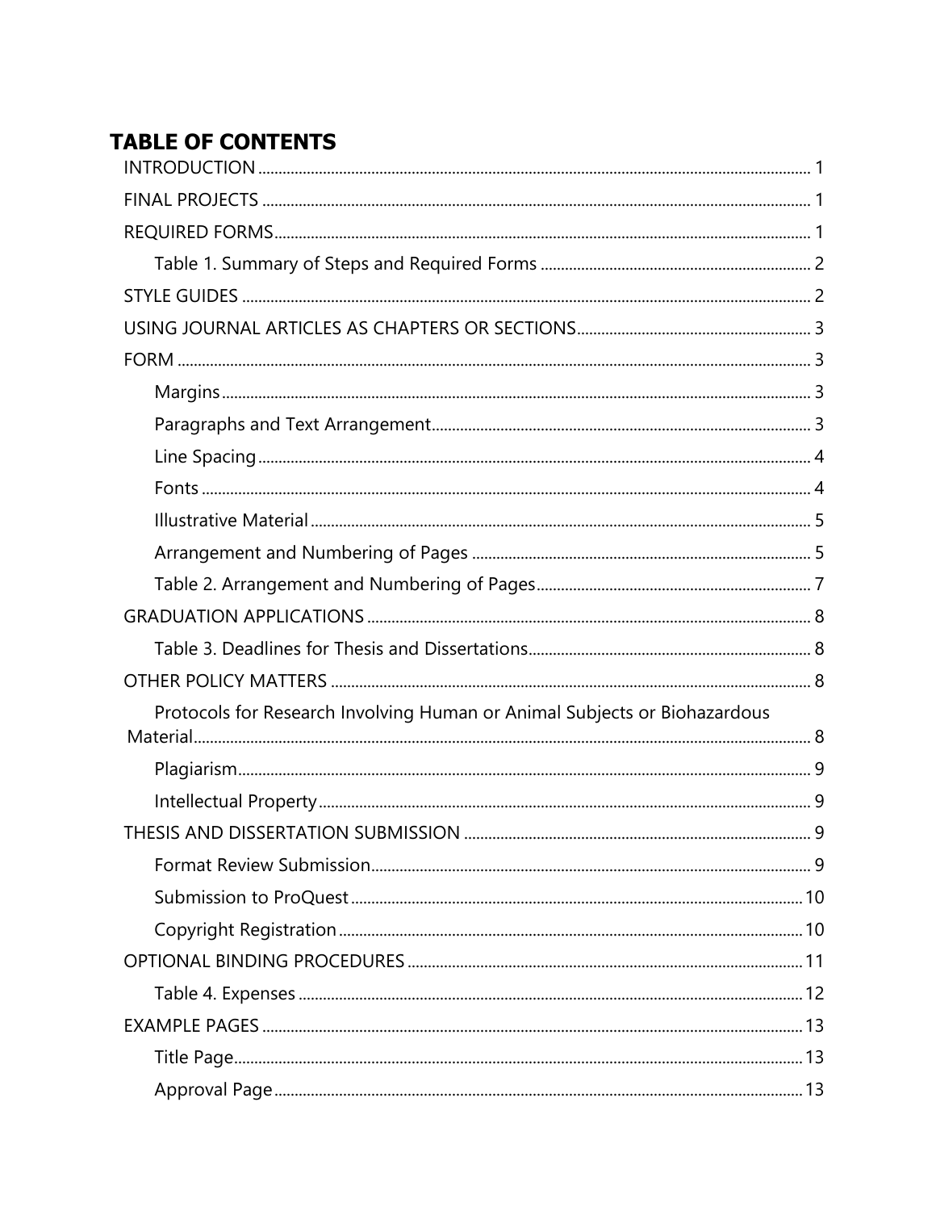# TABLE OF CONTENTS

- INTRODUCTION ........ 1
- FINAL PROJECTS ........ 1
- REQUIRED FORMS ........ 1
  - Table 1. Summary of Steps and Required Forms ........ 2
- STYLE GUIDES ........ 2
- USING JOURNAL ARTICLES AS CHAPTERS OR SECTIONS ........ 3
- FORM ........ 3
  - Margins ........ 3
  - Paragraphs and Text Arrangement ........ 3
  - Line Spacing ........ 4
  - Fonts ........ 4
  - Illustrative Material ........ 5
  - Arrangement and Numbering of Pages ........ 5
  - Table 2. Arrangement and Numbering of Pages ........ 7
- GRADUATION APPLICATIONS ........ 8
  - Table 3. Deadlines for Thesis and Dissertations ........ 8
- OTHER POLICY MATTERS ........ 8
  - Protocols for Research Involving Human or Animal Subjects or Biohazardous Material ........ 8
  - Plagiarism ........ 9
  - Intellectual Property ........ 9
- THESIS AND DISSERTATION SUBMISSION ........ 9
  - Format Review Submission ........ 9
  - Submission to ProQuest ........ 10
  - Copyright Registration ........ 10
- OPTIONAL BINDING PROCEDURES ........ 11
  - Table 4. Expenses ........ 12
- EXAMPLE PAGES ........ 13
  - Title Page ........ 13
  - Approval Page ........ 13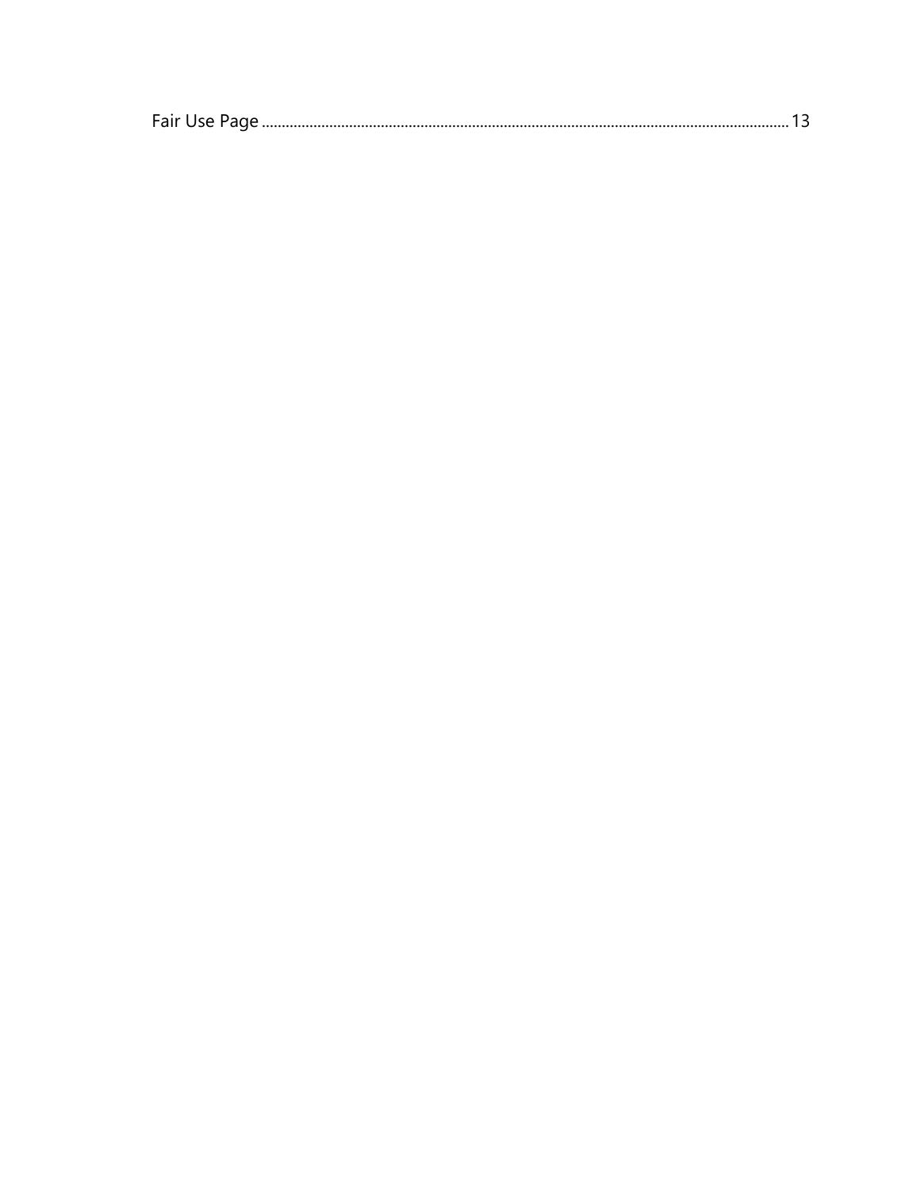Fair Use Page ........................................................................................................................................ 13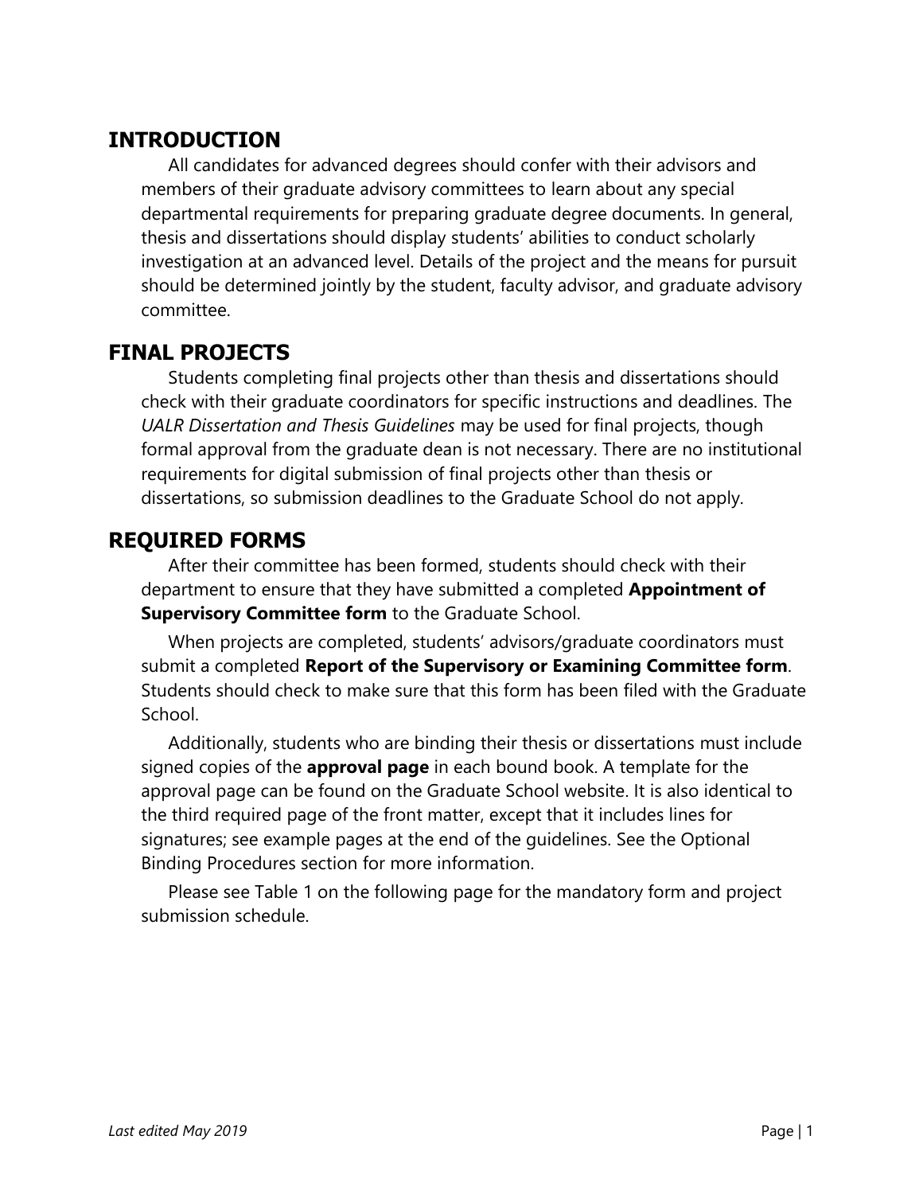## INTRODUCTION

All candidates for advanced degrees should confer with their advisors and members of their graduate advisory committees to learn about any special departmental requirements for preparing graduate degree documents. In general, thesis and dissertations should display students' abilities to conduct scholarly investigation at an advanced level. Details of the project and the means for pursuit should be determined jointly by the student, faculty advisor, and graduate advisory committee.

## FINAL PROJECTS

Students completing final projects other than thesis and dissertations should check with their graduate coordinators for specific instructions and deadlines. The *UALR Dissertation and Thesis Guidelines* may be used for final projects, though formal approval from the graduate dean is not necessary. There are no institutional requirements for digital submission of final projects other than thesis or dissertations, so submission deadlines to the Graduate School do not apply.

## REQUIRED FORMS

After their committee has been formed, students should check with their department to ensure that they have submitted a completed **Appointment of Supervisory Committee form** to the Graduate School.

When projects are completed, students' advisors/graduate coordinators must submit a completed **Report of the Supervisory or Examining Committee form**. Students should check to make sure that this form has been filed with the Graduate School.

Additionally, students who are binding their thesis or dissertations must include signed copies of the **approval page** in each bound book. A template for the approval page can be found on the Graduate School website. It is also identical to the third required page of the front matter, except that it includes lines for signatures; see example pages at the end of the guidelines. See the Optional Binding Procedures section for more information.

Please see Table 1 on the following page for the mandatory form and project submission schedule.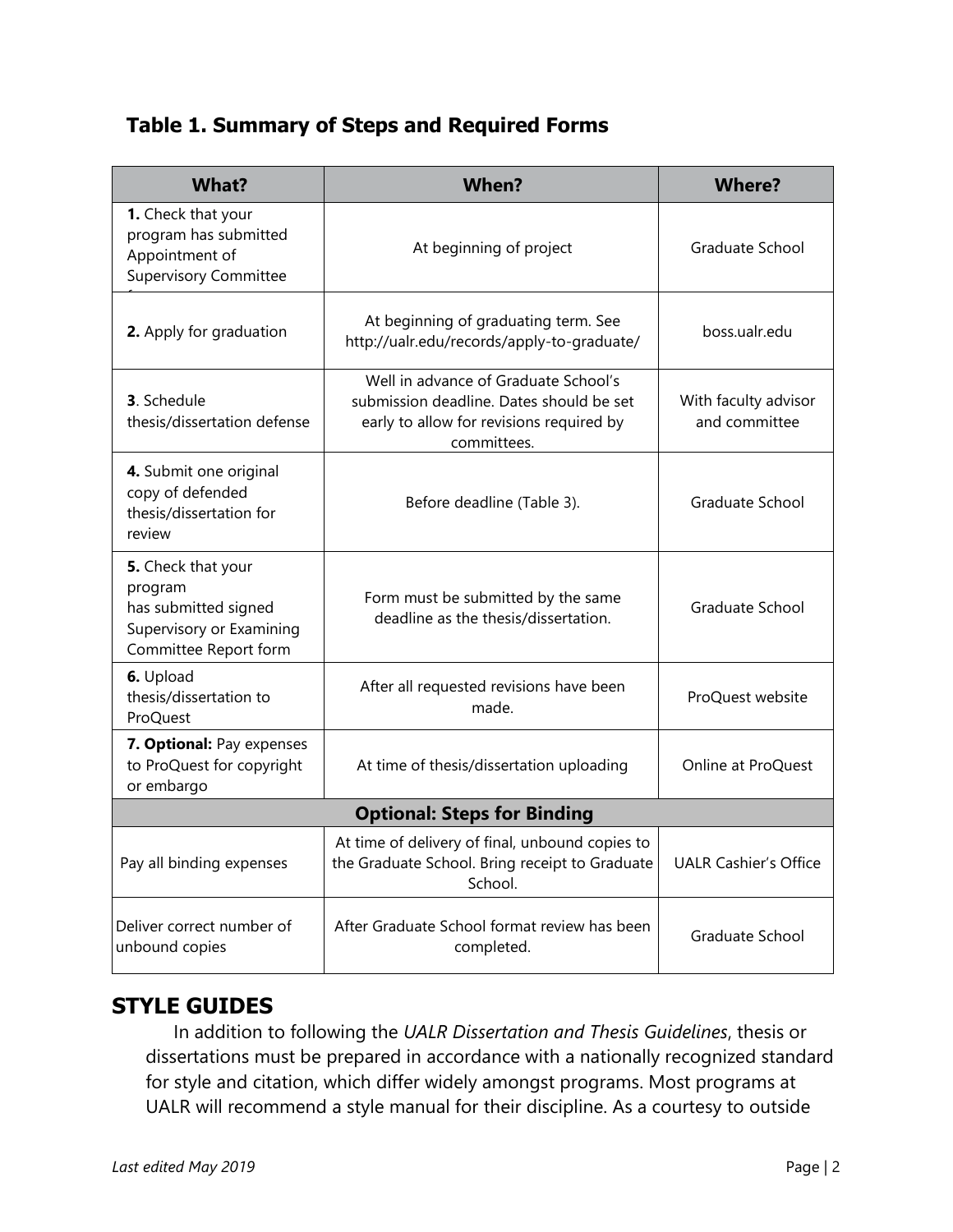## Table 1. Summary of Steps and Required Forms

| What? | When? | Where? |
|---|---|---|
| **1.** Check that your program has submitted Appointment of Supervisory Committee f | At beginning of project | Graduate School |
| **2.** Apply for graduation | At beginning of graduating term. See http://ualr.edu/records/apply-to-graduate/ | boss.ualr.edu |
| **3**. Schedule thesis/dissertation defense | Well in advance of Graduate School's submission deadline. Dates should be set early to allow for revisions required by committees. | With faculty advisor and committee |
| **4.** Submit one original copy of defended thesis/dissertation for review | Before deadline (Table 3). | Graduate School |
| **5.** Check that your program has submitted signed Supervisory or Examining Committee Report form | Form must be submitted by the same deadline as the thesis/dissertation. | Graduate School |
| **6.** Upload thesis/dissertation to ProQuest | After all requested revisions have been made. | ProQuest website |
| **7. Optional:** Pay expenses to ProQuest for copyright or embargo | At time of thesis/dissertation uploading | Online at ProQuest |
| **Optional: Steps for Binding** | | |
| Pay all binding expenses | At time of delivery of final, unbound copies to the Graduate School. Bring receipt to Graduate School. | UALR Cashier's Office |
| Deliver correct number of unbound copies | After Graduate School format review has been completed. | Graduate School |

## STYLE GUIDES

In addition to following the *UALR Dissertation and Thesis Guidelines*, thesis or dissertations must be prepared in accordance with a nationally recognized standard for style and citation, which differ widely amongst programs. Most programs at UALR will recommend a style manual for their discipline. As a courtesy to outside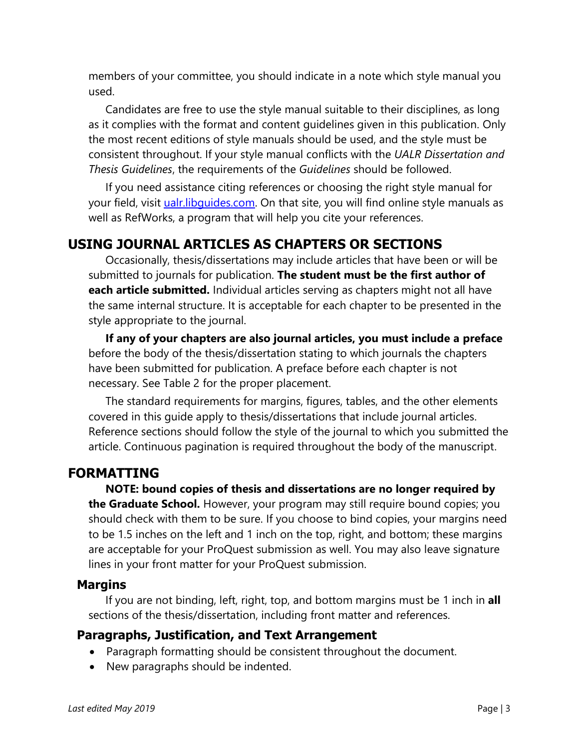members of your committee, you should indicate in a note which style manual you used.

Candidates are free to use the style manual suitable to their disciplines, as long as it complies with the format and content guidelines given in this publication. Only the most recent editions of style manuals should be used, and the style must be consistent throughout. If your style manual conflicts with the *UALR Dissertation and Thesis Guidelines*, the requirements of the *Guidelines* should be followed.

If you need assistance citing references or choosing the right style manual for your field, visit [ualr.libguides.com](ualr.libguides.com). On that site, you will find online style manuals as well as RefWorks, a program that will help you cite your references.

# USING JOURNAL ARTICLES AS CHAPTERS OR SECTIONS

Occasionally, thesis/dissertations may include articles that have been or will be submitted to journals for publication. **The student must be the first author of each article submitted.** Individual articles serving as chapters might not all have the same internal structure. It is acceptable for each chapter to be presented in the style appropriate to the journal.

**If any of your chapters are also journal articles, you must include a preface** before the body of the thesis/dissertation stating to which journals the chapters have been submitted for publication. A preface before each chapter is not necessary. See Table 2 for the proper placement.

The standard requirements for margins, figures, tables, and the other elements covered in this guide apply to thesis/dissertations that include journal articles. Reference sections should follow the style of the journal to which you submitted the article. Continuous pagination is required throughout the body of the manuscript.

# FORMATTING

**NOTE: bound copies of thesis and dissertations are no longer required by the Graduate School.** However, your program may still require bound copies; you should check with them to be sure. If you choose to bind copies, your margins need to be 1.5 inches on the left and 1 inch on the top, right, and bottom; these margins are acceptable for your ProQuest submission as well. You may also leave signature lines in your front matter for your ProQuest submission.

## Margins

If you are not binding, left, right, top, and bottom margins must be 1 inch in **all** sections of the thesis/dissertation, including front matter and references.

## Paragraphs, Justification, and Text Arrangement

- Paragraph formatting should be consistent throughout the document.
- New paragraphs should be indented.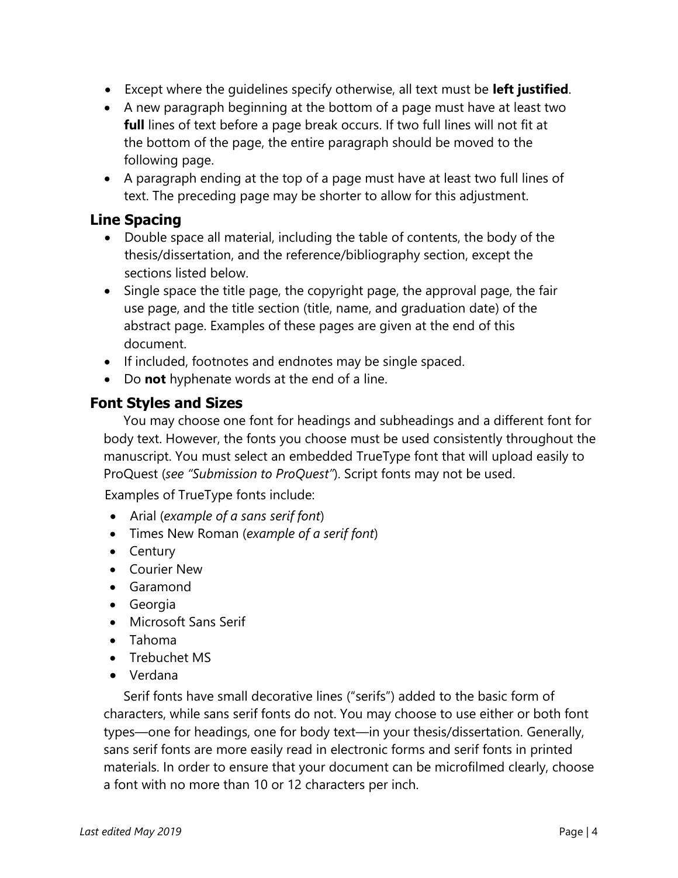- Except where the guidelines specify otherwise, all text must be **left justified**.
- A new paragraph beginning at the bottom of a page must have at least two **full** lines of text before a page break occurs. If two full lines will not fit at the bottom of the page, the entire paragraph should be moved to the following page.
- A paragraph ending at the top of a page must have at least two full lines of text. The preceding page may be shorter to allow for this adjustment.

## Line Spacing

- Double space all material, including the table of contents, the body of the thesis/dissertation, and the reference/bibliography section, except the sections listed below.
- Single space the title page, the copyright page, the approval page, the fair use page, and the title section (title, name, and graduation date) of the abstract page. Examples of these pages are given at the end of this document.
- If included, footnotes and endnotes may be single spaced.
- Do **not** hyphenate words at the end of a line.

## Font Styles and Sizes

You may choose one font for headings and subheadings and a different font for body text. However, the fonts you choose must be used consistently throughout the manuscript. You must select an embedded TrueType font that will upload easily to ProQuest (*see "Submission to ProQuest"*). Script fonts may not be used.

Examples of TrueType fonts include:

- Arial (*example of a sans serif font*)
- Times New Roman (*example of a serif font*)
- Century
- Courier New
- Garamond
- Georgia
- Microsoft Sans Serif
- Tahoma
- Trebuchet MS
- Verdana

Serif fonts have small decorative lines ("serifs") added to the basic form of characters, while sans serif fonts do not. You may choose to use either or both font types—one for headings, one for body text—in your thesis/dissertation. Generally, sans serif fonts are more easily read in electronic forms and serif fonts in printed materials. In order to ensure that your document can be microfilmed clearly, choose a font with no more than 10 or 12 characters per inch.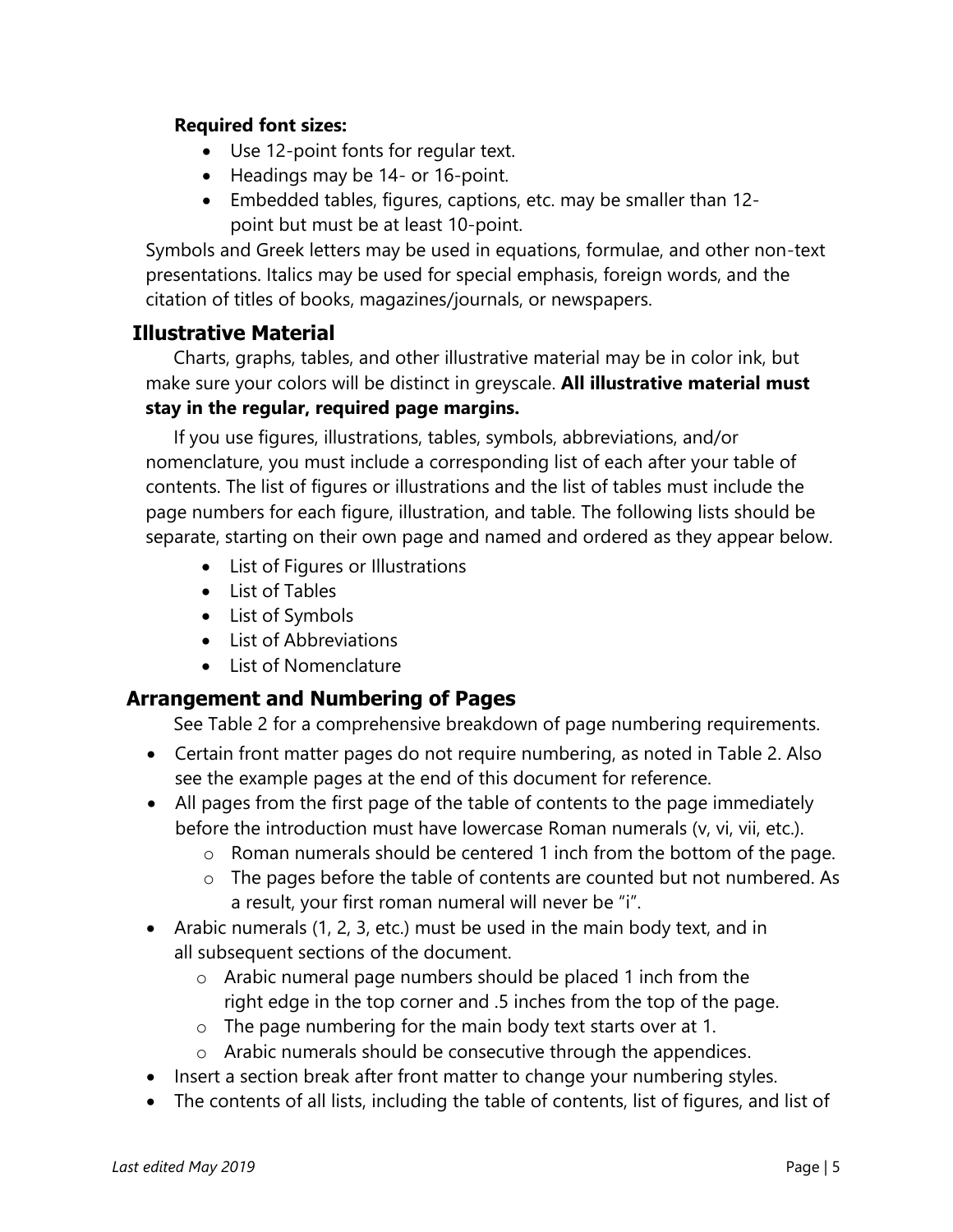**Required font sizes:**

- Use 12-point fonts for regular text.
- Headings may be 14- or 16-point.
- Embedded tables, figures, captions, etc. may be smaller than 12-point but must be at least 10-point.

Symbols and Greek letters may be used in equations, formulae, and other non-text presentations. Italics may be used for special emphasis, foreign words, and the citation of titles of books, magazines/journals, or newspapers.

## Illustrative Material

Charts, graphs, tables, and other illustrative material may be in color ink, but make sure your colors will be distinct in greyscale. **All illustrative material must stay in the regular, required page margins.**

If you use figures, illustrations, tables, symbols, abbreviations, and/or nomenclature, you must include a corresponding list of each after your table of contents. The list of figures or illustrations and the list of tables must include the page numbers for each figure, illustration, and table. The following lists should be separate, starting on their own page and named and ordered as they appear below.

- List of Figures or Illustrations
- List of Tables
- List of Symbols
- List of Abbreviations
- List of Nomenclature

## Arrangement and Numbering of Pages

See Table 2 for a comprehensive breakdown of page numbering requirements.

- Certain front matter pages do not require numbering, as noted in Table 2. Also see the example pages at the end of this document for reference.
- All pages from the first page of the table of contents to the page immediately before the introduction must have lowercase Roman numerals (v, vi, vii, etc.).
  - Roman numerals should be centered 1 inch from the bottom of the page.
  - The pages before the table of contents are counted but not numbered. As a result, your first roman numeral will never be "i".
- Arabic numerals (1, 2, 3, etc.) must be used in the main body text, and in all subsequent sections of the document.
  - Arabic numeral page numbers should be placed 1 inch from the right edge in the top corner and .5 inches from the top of the page.
  - The page numbering for the main body text starts over at 1.
  - Arabic numerals should be consecutive through the appendices.
- Insert a section break after front matter to change your numbering styles.
- The contents of all lists, including the table of contents, list of figures, and list of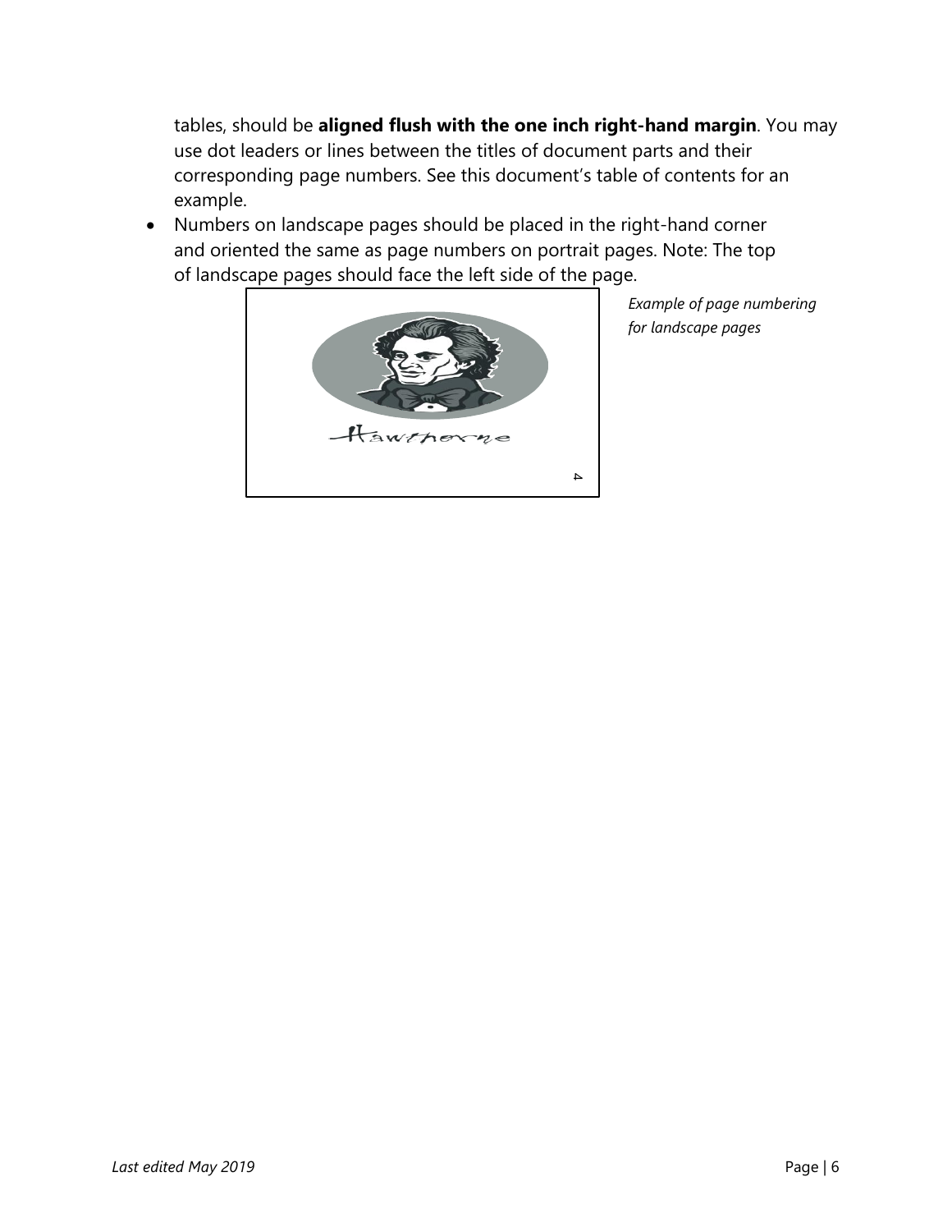tables, should be **aligned flush with the one inch right-hand margin**. You may use dot leaders or lines between the titles of document parts and their corresponding page numbers. See this document's table of contents for an example.

- Numbers on landscape pages should be placed in the right-hand corner and oriented the same as page numbers on portrait pages. Note: The top of landscape pages should face the left side of the page.

*Example of page numbering for landscape pages*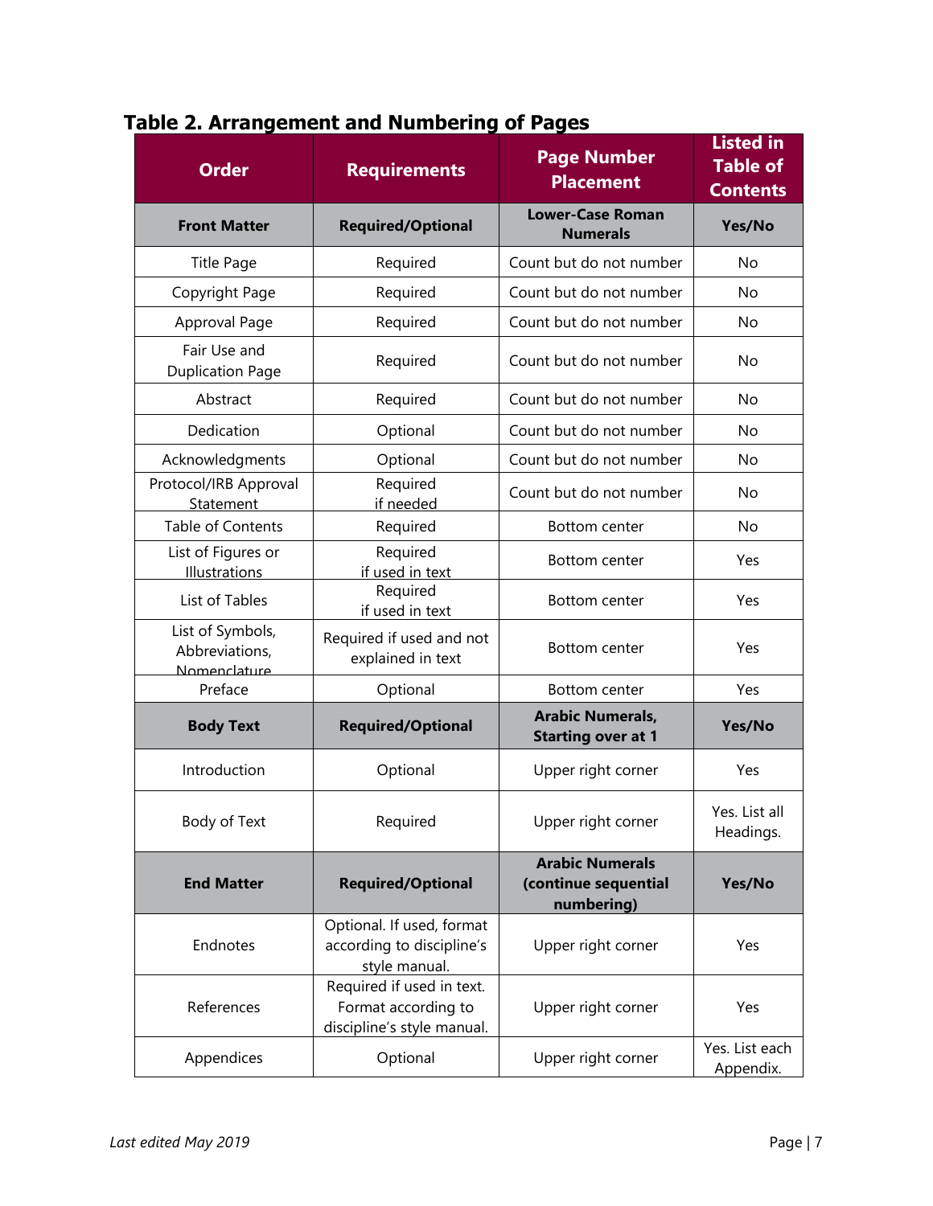## Table 2. Arrangement and Numbering of Pages

| Order | Requirements | Page Number Placement | Listed in Table of Contents |
|---|---|---|---|
| **Front Matter** | **Required/Optional** | **Lower-Case Roman Numerals** | **Yes/No** |
| Title Page | Required | Count but do not number | No |
| Copyright Page | Required | Count but do not number | No |
| Approval Page | Required | Count but do not number | No |
| Fair Use and Duplication Page | Required | Count but do not number | No |
| Abstract | Required | Count but do not number | No |
| Dedication | Optional | Count but do not number | No |
| Acknowledgments | Optional | Count but do not number | No |
| Protocol/IRB Approval Statement | Required if needed | Count but do not number | No |
| Table of Contents | Required | Bottom center | No |
| List of Figures or Illustrations | Required if used in text | Bottom center | Yes |
| List of Tables | Required if used in text | Bottom center | Yes |
| List of Symbols, Abbreviations, Nomenclature | Required if used and not explained in text | Bottom center | Yes |
| Preface | Optional | Bottom center | Yes |
| **Body Text** | **Required/Optional** | **Arabic Numerals, Starting over at 1** | **Yes/No** |
| Introduction | Optional | Upper right corner | Yes |
| Body of Text | Required | Upper right corner | Yes. List all Headings. |
| **End Matter** | **Required/Optional** | **Arabic Numerals (continue sequential numbering)** | **Yes/No** |
| Endnotes | Optional. If used, format according to discipline's style manual. | Upper right corner | Yes |
| References | Required if used in text. Format according to discipline's style manual. | Upper right corner | Yes |
| Appendices | Optional | Upper right corner | Yes. List each Appendix. |

*Last edited May 2019*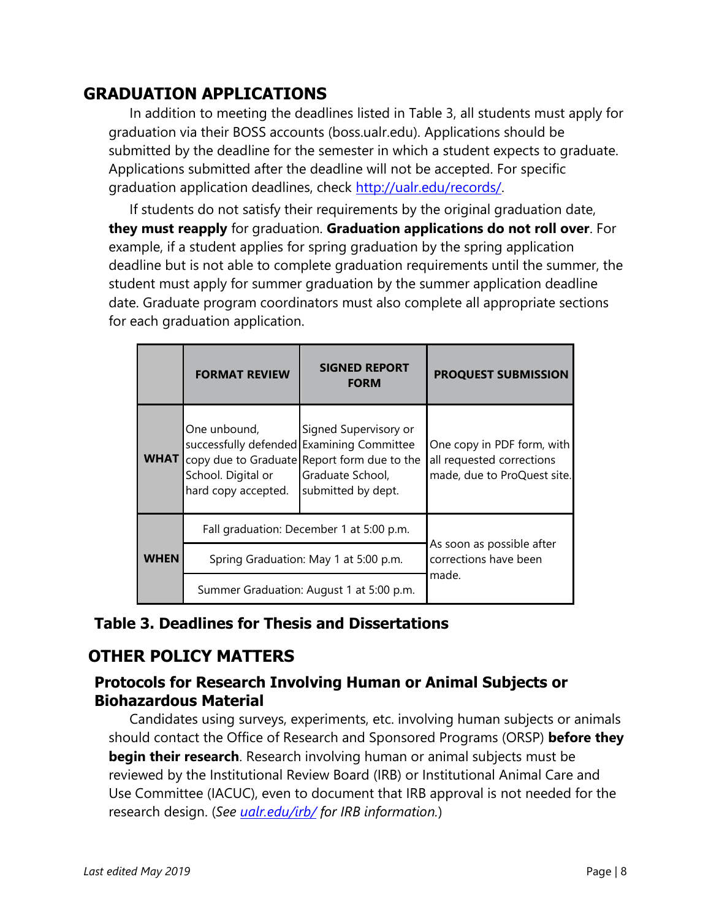## GRADUATION APPLICATIONS

In addition to meeting the deadlines listed in Table 3, all students must apply for graduation via their BOSS accounts (boss.ualr.edu). Applications should be submitted by the deadline for the semester in which a student expects to graduate. Applications submitted after the deadline will not be accepted. For specific graduation application deadlines, check http://ualr.edu/records/.

If students do not satisfy their requirements by the original graduation date, **they must reapply** for graduation. **Graduation applications do not roll over**. For example, if a student applies for spring graduation by the spring application deadline but is not able to complete graduation requirements until the summer, the student must apply for summer graduation by the summer application deadline date. Graduate program coordinators must also complete all appropriate sections for each graduation application.

| | FORMAT REVIEW | SIGNED REPORT FORM | PROQUEST SUBMISSION |
|---|---|---|---|
| **WHAT** | One unbound, successfully defended copy due to Graduate School. Digital or hard copy accepted. | Signed Supervisory or Examining Committee Report form due to the Graduate School, submitted by dept. | One copy in PDF form, with all requested corrections made, due to ProQuest site. |
| **WHEN** | Fall graduation: December 1 at 5:00 p.m. | | As soon as possible after corrections have been made. |
| | Spring Graduation: May 1 at 5:00 p.m. | | |
| | Summer Graduation: August 1 at 5:00 p.m. | | |

**Table 3. Deadlines for Thesis and Dissertations**

## OTHER POLICY MATTERS

### Protocols for Research Involving Human or Animal Subjects or Biohazardous Material

Candidates using surveys, experiments, etc. involving human subjects or animals should contact the Office of Research and Sponsored Programs (ORSP) **before they begin their research**. Research involving human or animal subjects must be reviewed by the Institutional Review Board (IRB) or Institutional Animal Care and Use Committee (IACUC), even to document that IRB approval is not needed for the research design. (*See ualr.edu/irb/ for IRB information.*)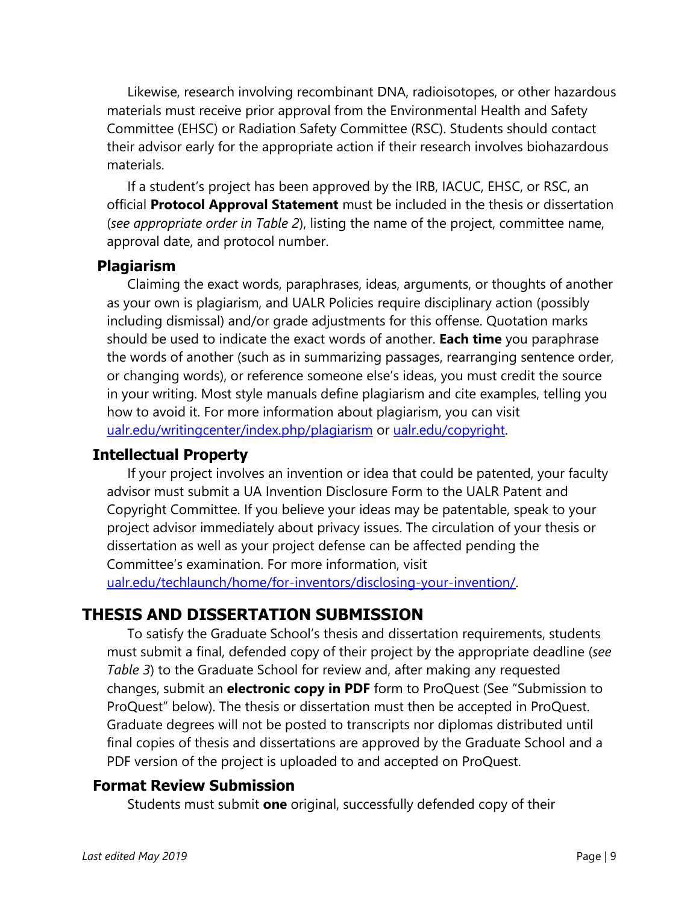Likewise, research involving recombinant DNA, radioisotopes, or other hazardous materials must receive prior approval from the Environmental Health and Safety Committee (EHSC) or Radiation Safety Committee (RSC). Students should contact their advisor early for the appropriate action if their research involves biohazardous materials.

If a student's project has been approved by the IRB, IACUC, EHSC, or RSC, an official **Protocol Approval Statement** must be included in the thesis or dissertation (*see appropriate order in Table 2*), listing the name of the project, committee name, approval date, and protocol number.

### Plagiarism

Claiming the exact words, paraphrases, ideas, arguments, or thoughts of another as your own is plagiarism, and UALR Policies require disciplinary action (possibly including dismissal) and/or grade adjustments for this offense. Quotation marks should be used to indicate the exact words of another. **Each time** you paraphrase the words of another (such as in summarizing passages, rearranging sentence order, or changing words), or reference someone else's ideas, you must credit the source in your writing. Most style manuals define plagiarism and cite examples, telling you how to avoid it. For more information about plagiarism, you can visit [ualr.edu/writingcenter/index.php/plagiarism](ualr.edu/writingcenter/index.php/plagiarism) or [ualr.edu/copyright](ualr.edu/copyright).

### Intellectual Property

If your project involves an invention or idea that could be patented, your faculty advisor must submit a UA Invention Disclosure Form to the UALR Patent and Copyright Committee. If you believe your ideas may be patentable, speak to your project advisor immediately about privacy issues. The circulation of your thesis or dissertation as well as your project defense can be affected pending the Committee's examination. For more information, visit [ualr.edu/techlaunch/home/for-inventors/disclosing-your-invention/](ualr.edu/techlaunch/home/for-inventors/disclosing-your-invention/).

## THESIS AND DISSERTATION SUBMISSION

To satisfy the Graduate School's thesis and dissertation requirements, students must submit a final, defended copy of their project by the appropriate deadline (*see Table 3*) to the Graduate School for review and, after making any requested changes, submit an **electronic copy in PDF** form to ProQuest (See "Submission to ProQuest" below). The thesis or dissertation must then be accepted in ProQuest. Graduate degrees will not be posted to transcripts nor diplomas distributed until final copies of thesis and dissertations are approved by the Graduate School and a PDF version of the project is uploaded to and accepted on ProQuest.

### Format Review Submission

Students must submit **one** original, successfully defended copy of their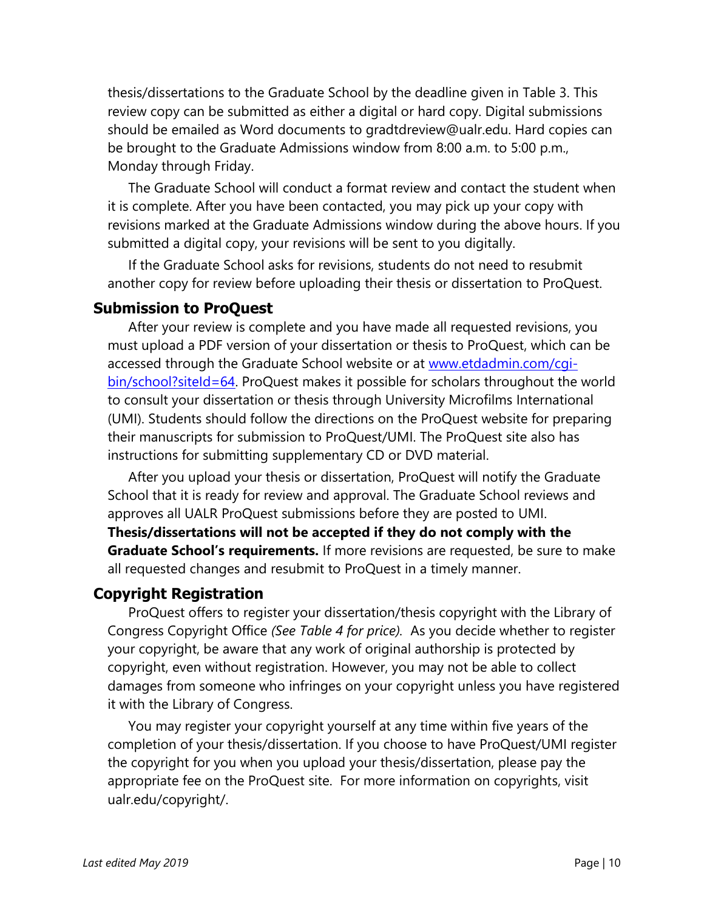thesis/dissertations to the Graduate School by the deadline given in Table 3. This review copy can be submitted as either a digital or hard copy. Digital submissions should be emailed as Word documents to gradtdreview@ualr.edu. Hard copies can be brought to the Graduate Admissions window from 8:00 a.m. to 5:00 p.m., Monday through Friday.

The Graduate School will conduct a format review and contact the student when it is complete. After you have been contacted, you may pick up your copy with revisions marked at the Graduate Admissions window during the above hours. If you submitted a digital copy, your revisions will be sent to you digitally.

If the Graduate School asks for revisions, students do not need to resubmit another copy for review before uploading their thesis or dissertation to ProQuest.

## Submission to ProQuest

After your review is complete and you have made all requested revisions, you must upload a PDF version of your dissertation or thesis to ProQuest, which can be accessed through the Graduate School website or at [www.etdadmin.com/cgi-bin/school?siteId=64](www.etdadmin.com/cgi-bin/school?siteId=64). ProQuest makes it possible for scholars throughout the world to consult your dissertation or thesis through University Microfilms International (UMI). Students should follow the directions on the ProQuest website for preparing their manuscripts for submission to ProQuest/UMI. The ProQuest site also has instructions for submitting supplementary CD or DVD material.

After you upload your thesis or dissertation, ProQuest will notify the Graduate School that it is ready for review and approval. The Graduate School reviews and approves all UALR ProQuest submissions before they are posted to UMI. **Thesis/dissertations will not be accepted if they do not comply with the Graduate School's requirements.** If more revisions are requested, be sure to make all requested changes and resubmit to ProQuest in a timely manner.

## Copyright Registration

ProQuest offers to register your dissertation/thesis copyright with the Library of Congress Copyright Office *(See Table 4 for price).* As you decide whether to register your copyright, be aware that any work of original authorship is protected by copyright, even without registration. However, you may not be able to collect damages from someone who infringes on your copyright unless you have registered it with the Library of Congress.

You may register your copyright yourself at any time within five years of the completion of your thesis/dissertation. If you choose to have ProQuest/UMI register the copyright for you when you upload your thesis/dissertation, please pay the appropriate fee on the ProQuest site. For more information on copyrights, visit ualr.edu/copyright/.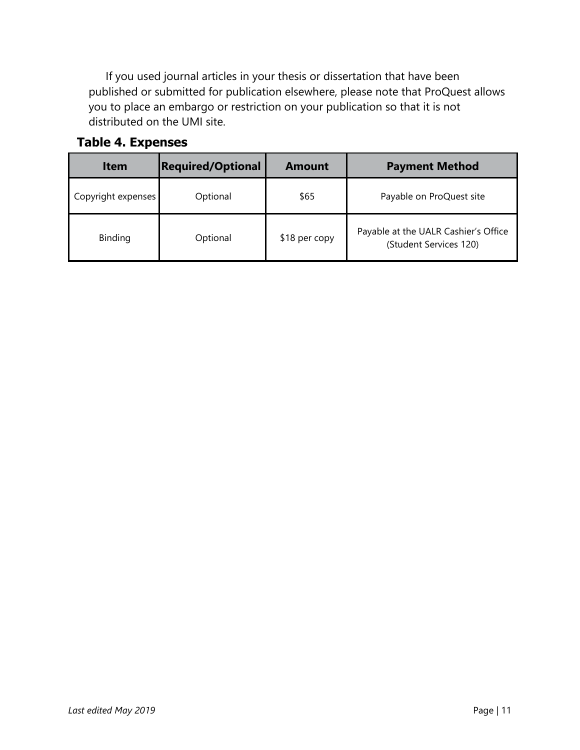If you used journal articles in your thesis or dissertation that have been published or submitted for publication elsewhere, please note that ProQuest allows you to place an embargo or restriction on your publication so that it is not distributed on the UMI site.

**Table 4. Expenses**

| Item | Required/Optional | Amount | Payment Method |
|---|---|---|---|
| Copyright expenses | Optional | $65 | Payable on ProQuest site |
| Binding | Optional | $18 per copy | Payable at the UALR Cashier's Office (Student Services 120) |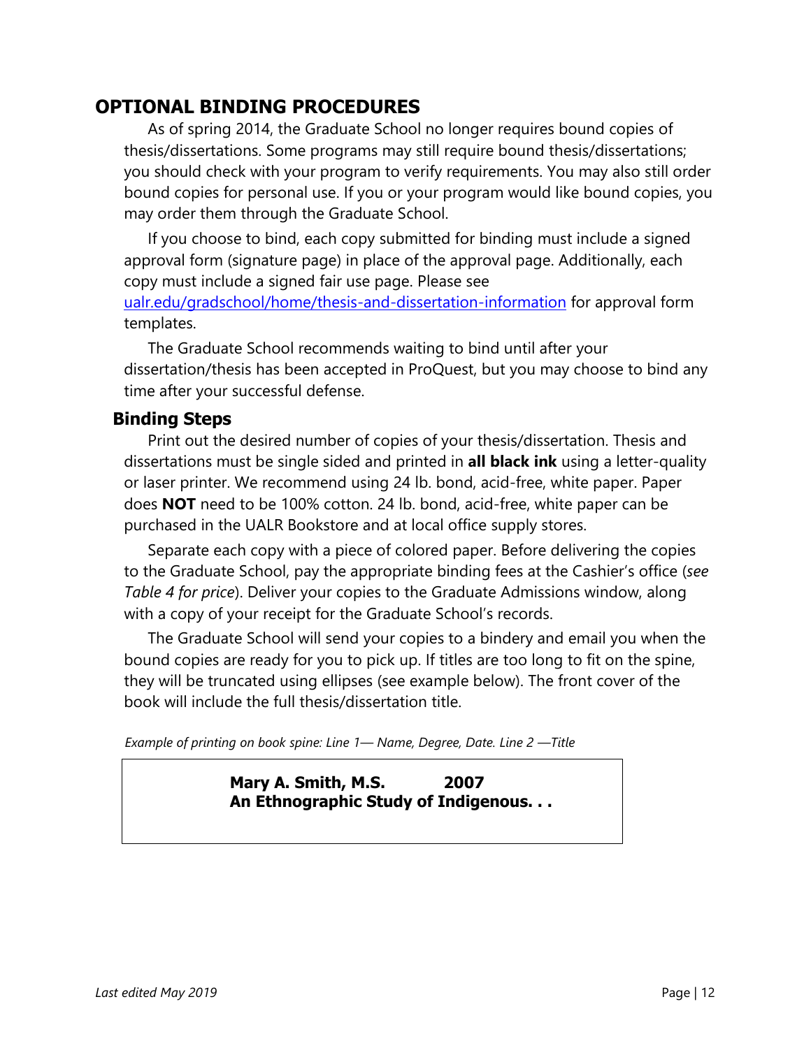## OPTIONAL BINDING PROCEDURES

As of spring 2014, the Graduate School no longer requires bound copies of thesis/dissertations. Some programs may still require bound thesis/dissertations; you should check with your program to verify requirements. You may also still order bound copies for personal use. If you or your program would like bound copies, you may order them through the Graduate School.

If you choose to bind, each copy submitted for binding must include a signed approval form (signature page) in place of the approval page. Additionally, each copy must include a signed fair use page. Please see ualr.edu/gradschool/home/thesis-and-dissertation-information for approval form templates.

The Graduate School recommends waiting to bind until after your dissertation/thesis has been accepted in ProQuest, but you may choose to bind any time after your successful defense.

### Binding Steps

Print out the desired number of copies of your thesis/dissertation. Thesis and dissertations must be single sided and printed in **all black ink** using a letter-quality or laser printer. We recommend using 24 lb. bond, acid-free, white paper. Paper does **NOT** need to be 100% cotton. 24 lb. bond, acid-free, white paper can be purchased in the UALR Bookstore and at local office supply stores.

Separate each copy with a piece of colored paper. Before delivering the copies to the Graduate School, pay the appropriate binding fees at the Cashier's office (*see Table 4 for price*). Deliver your copies to the Graduate Admissions window, along with a copy of your receipt for the Graduate School's records.

The Graduate School will send your copies to a bindery and email you when the bound copies are ready for you to pick up. If titles are too long to fit on the spine, they will be truncated using ellipses (see example below). The front cover of the book will include the full thesis/dissertation title.

*Example of printing on book spine: Line 1— Name, Degree, Date. Line 2 —Title*

**Mary A. Smith, M.S. 2007**
**An Ethnographic Study of Indigenous. . .**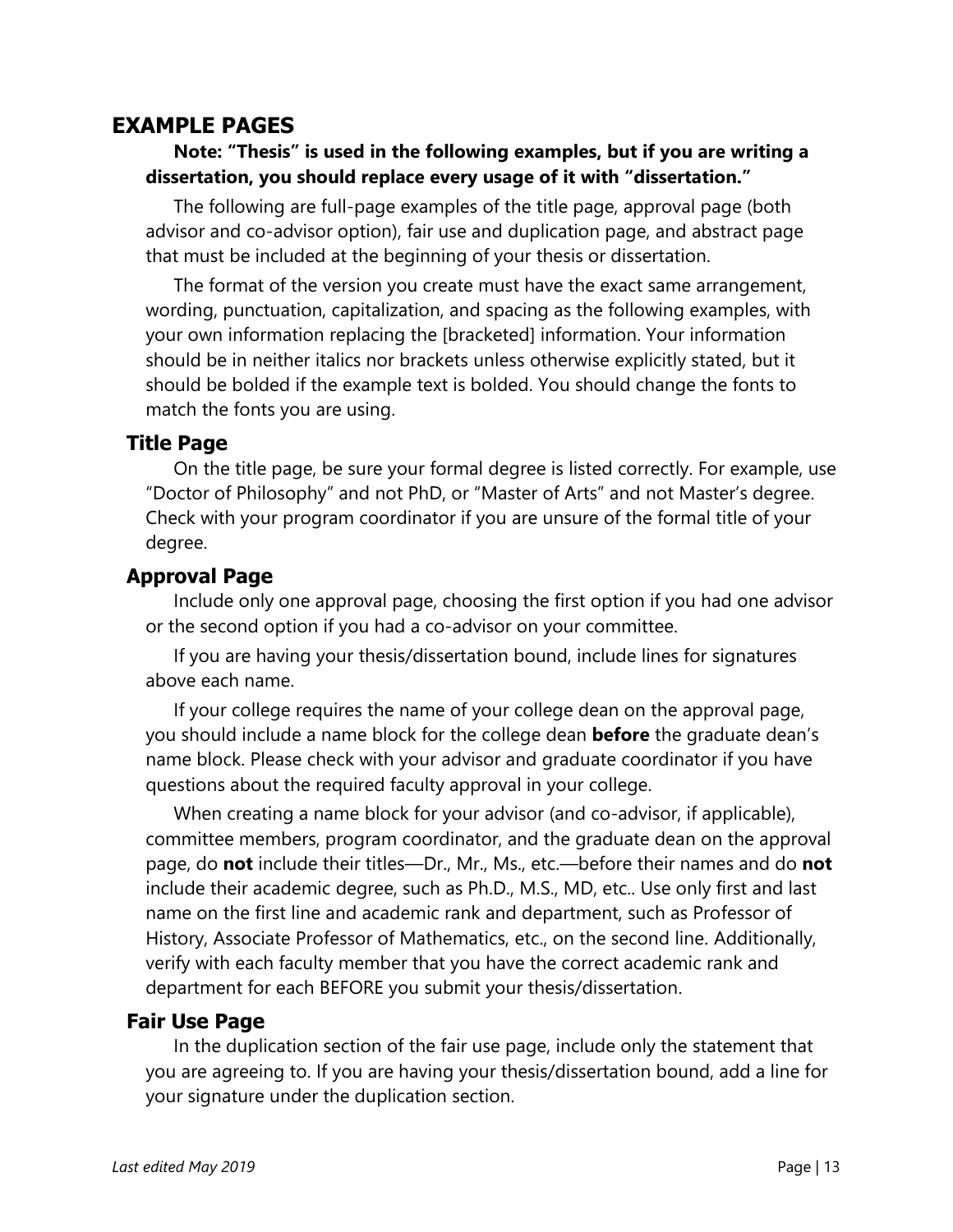## EXAMPLE PAGES

**Note: "Thesis" is used in the following examples, but if you are writing a dissertation, you should replace every usage of it with "dissertation."**

The following are full-page examples of the title page, approval page (both advisor and co-advisor option), fair use and duplication page, and abstract page that must be included at the beginning of your thesis or dissertation.

The format of the version you create must have the exact same arrangement, wording, punctuation, capitalization, and spacing as the following examples, with your own information replacing the [bracketed] information. Your information should be in neither italics nor brackets unless otherwise explicitly stated, but it should be bolded if the example text is bolded. You should change the fonts to match the fonts you are using.

### Title Page

On the title page, be sure your formal degree is listed correctly. For example, use "Doctor of Philosophy" and not PhD, or "Master of Arts" and not Master's degree. Check with your program coordinator if you are unsure of the formal title of your degree.

### Approval Page

Include only one approval page, choosing the first option if you had one advisor or the second option if you had a co-advisor on your committee.

If you are having your thesis/dissertation bound, include lines for signatures above each name.

If your college requires the name of your college dean on the approval page, you should include a name block for the college dean **before** the graduate dean's name block. Please check with your advisor and graduate coordinator if you have questions about the required faculty approval in your college.

When creating a name block for your advisor (and co-advisor, if applicable), committee members, program coordinator, and the graduate dean on the approval page, do **not** include their titles—Dr., Mr., Ms., etc.—before their names and do **not** include their academic degree, such as Ph.D., M.S., MD, etc.. Use only first and last name on the first line and academic rank and department, such as Professor of History, Associate Professor of Mathematics, etc., on the second line. Additionally, verify with each faculty member that you have the correct academic rank and department for each BEFORE you submit your thesis/dissertation.

### Fair Use Page

In the duplication section of the fair use page, include only the statement that you are agreeing to. If you are having your thesis/dissertation bound, add a line for your signature under the duplication section.

*Last edited May 2019*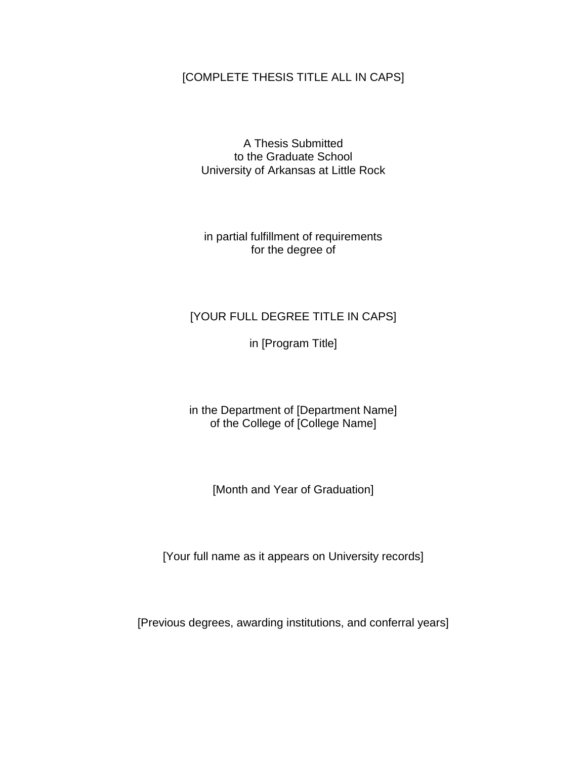[COMPLETE THESIS TITLE ALL IN CAPS]

A Thesis Submitted
to the Graduate School
University of Arkansas at Little Rock

in partial fulfillment of requirements
for the degree of

[YOUR FULL DEGREE TITLE IN CAPS]

in [Program Title]

in the Department of [Department Name]
of the College of [College Name]

[Month and Year of Graduation]

[Your full name as it appears on University records]

[Previous degrees, awarding institutions, and conferral years]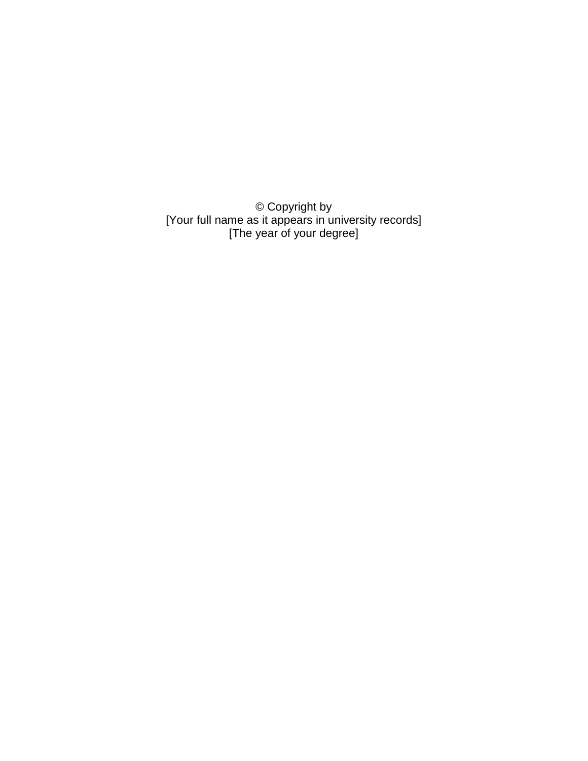© Copyright by
[Your full name as it appears in university records]
[The year of your degree]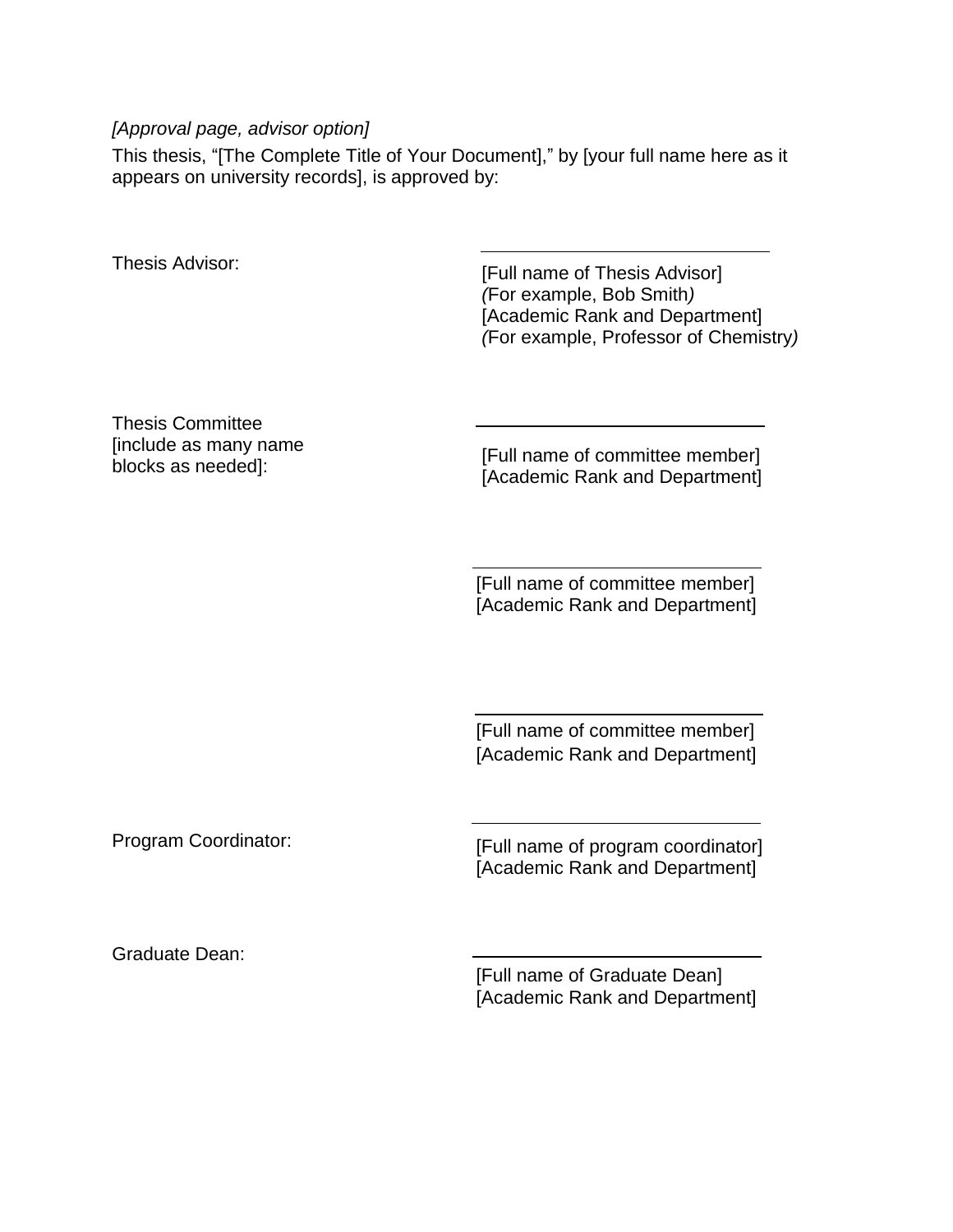*[Approval page, advisor option]*

This thesis, "[The Complete Title of Your Document]," by [your full name here as it appears on university records], is approved by:

Thesis Advisor:

\_\_\_\_\_\_\_\_\_\_\_\_\_\_\_\_\_\_\_\_\_\_\_\_\_\_\_\_\_\_

[Full name of Thesis Advisor]
*(*For example, Bob Smith*)*
[Academic Rank and Department]
*(*For example, Professor of Chemistry*)*

Thesis Committee
[include as many name blocks as needed]:

\_\_\_\_\_\_\_\_\_\_\_\_\_\_\_\_\_\_\_\_\_\_\_\_\_\_\_\_\_\_

[Full name of committee member]
[Academic Rank and Department]

\_\_\_\_\_\_\_\_\_\_\_\_\_\_\_\_\_\_\_\_\_\_\_\_\_\_\_\_\_\_

[Full name of committee member]
[Academic Rank and Department]

\_\_\_\_\_\_\_\_\_\_\_\_\_\_\_\_\_\_\_\_\_\_\_\_\_\_\_\_\_\_

[Full name of committee member]
[Academic Rank and Department]

Program Coordinator:

\_\_\_\_\_\_\_\_\_\_\_\_\_\_\_\_\_\_\_\_\_\_\_\_\_\_\_\_\_\_

[Full name of program coordinator]
[Academic Rank and Department]

Graduate Dean:

\_\_\_\_\_\_\_\_\_\_\_\_\_\_\_\_\_\_\_\_\_\_\_\_\_\_\_\_\_\_

[Full name of Graduate Dean]
[Academic Rank and Department]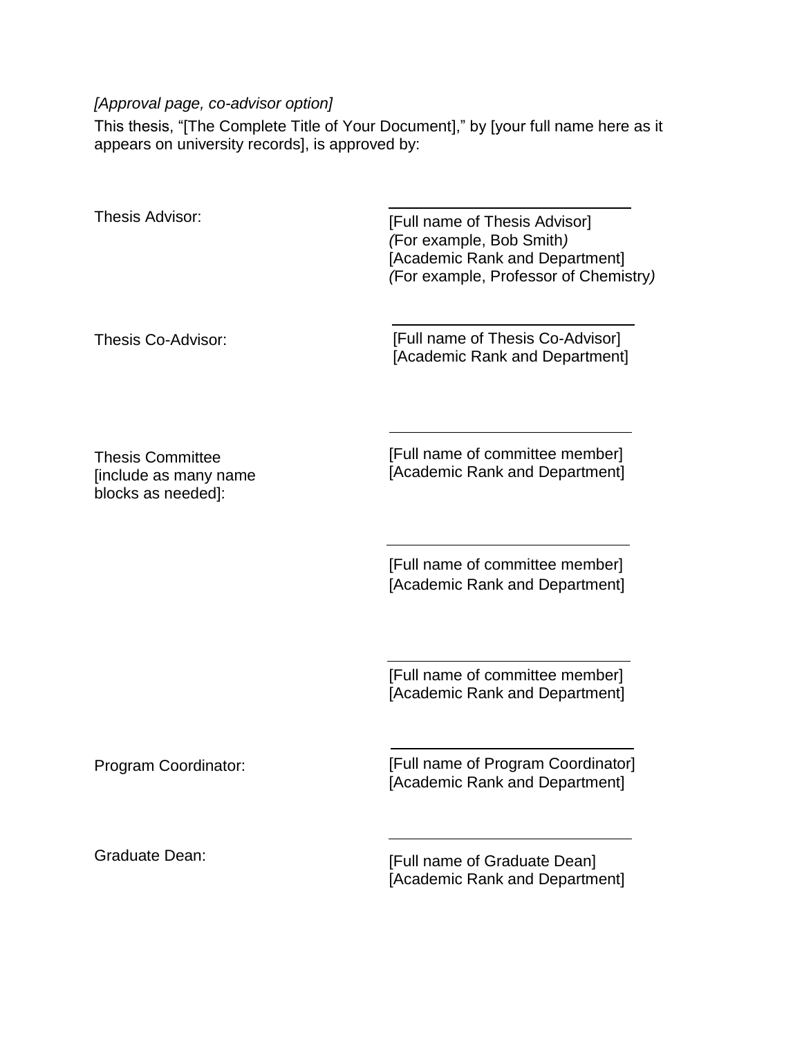*[Approval page, co-advisor option]*

This thesis, "[The Complete Title of Your Document]," by [your full name here as it appears on university records], is approved by:

Thesis Advisor:

\_\_\_\_\_\_\_\_\_\_\_\_\_\_\_\_\_\_\_\_\_\_\_\_\_\_\_\_\_\_
[Full name of Thesis Advisor]
*(*For example, Bob Smith*)*
[Academic Rank and Department]
*(*For example, Professor of Chemistry*)*

Thesis Co-Advisor:

\_\_\_\_\_\_\_\_\_\_\_\_\_\_\_\_\_\_\_\_\_\_\_\_\_\_\_\_\_\_
[Full name of Thesis Co-Advisor]
[Academic Rank and Department]

Thesis Committee
[include as many name blocks as needed]:

\_\_\_\_\_\_\_\_\_\_\_\_\_\_\_\_\_\_\_\_\_\_\_\_\_\_\_\_\_\_
[Full name of committee member]
[Academic Rank and Department]

\_\_\_\_\_\_\_\_\_\_\_\_\_\_\_\_\_\_\_\_\_\_\_\_\_\_\_\_\_\_
[Full name of committee member]
[Academic Rank and Department]

\_\_\_\_\_\_\_\_\_\_\_\_\_\_\_\_\_\_\_\_\_\_\_\_\_\_\_\_\_\_
[Full name of committee member]
[Academic Rank and Department]

Program Coordinator:

\_\_\_\_\_\_\_\_\_\_\_\_\_\_\_\_\_\_\_\_\_\_\_\_\_\_\_\_\_\_
[Full name of Program Coordinator]
[Academic Rank and Department]

Graduate Dean:

\_\_\_\_\_\_\_\_\_\_\_\_\_\_\_\_\_\_\_\_\_\_\_\_\_\_\_\_\_\_
[Full name of Graduate Dean]
[Academic Rank and Department]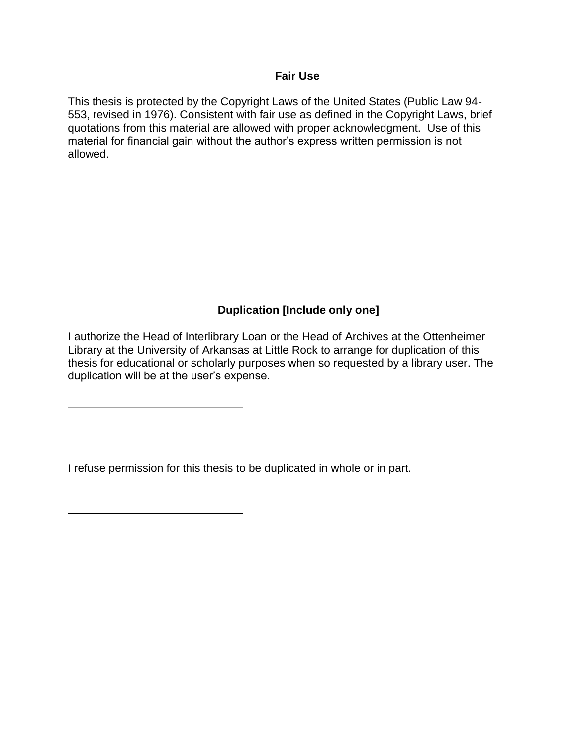## Fair Use

This thesis is protected by the Copyright Laws of the United States (Public Law 94-553, revised in 1976). Consistent with fair use as defined in the Copyright Laws, brief quotations from this material are allowed with proper acknowledgment. Use of this material for financial gain without the author's express written permission is not allowed.

## Duplication [Include only one]

I authorize the Head of Interlibrary Loan or the Head of Archives at the Ottenheimer Library at the University of Arkansas at Little Rock to arrange for duplication of this thesis for educational or scholarly purposes when so requested by a library user. The duplication will be at the user's expense.

\_\_\_\_\_\_\_\_\_\_\_\_\_\_\_\_\_\_\_\_\_\_\_\_\_\_\_\_\_\_

I refuse permission for this thesis to be duplicated in whole or in part.

\_\_\_\_\_\_\_\_\_\_\_\_\_\_\_\_\_\_\_\_\_\_\_\_\_\_\_\_\_\_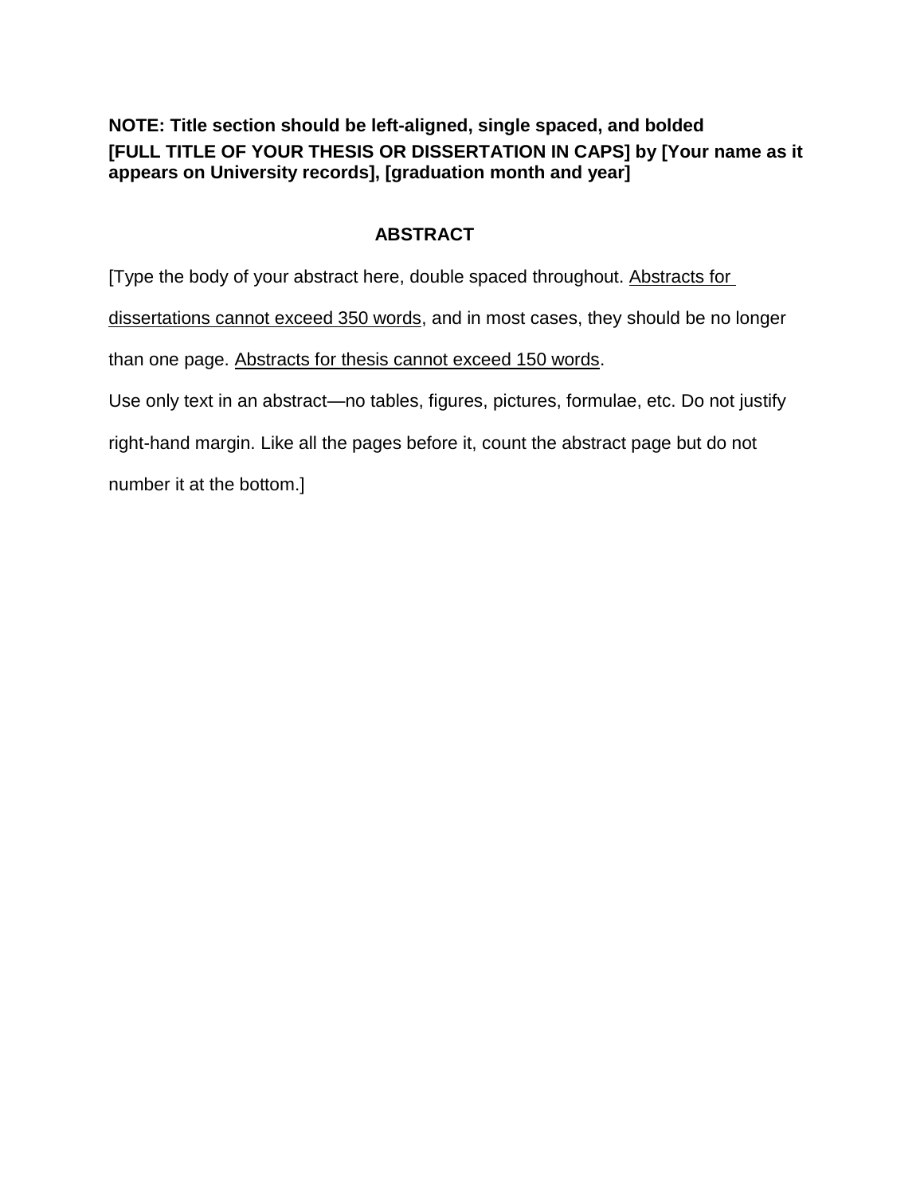**NOTE: Title section should be left-aligned, single spaced, and bolded**
**[FULL TITLE OF YOUR THESIS OR DISSERTATION IN CAPS] by [Your name as it appears on University records], [graduation month and year]**

## ABSTRACT

[Type the body of your abstract here, double spaced throughout. Abstracts for dissertations cannot exceed 350 words, and in most cases, they should be no longer than one page. Abstracts for thesis cannot exceed 150 words.

Use only text in an abstract—no tables, figures, pictures, formulae, etc. Do not justify right-hand margin. Like all the pages before it, count the abstract page but do not number it at the bottom.]